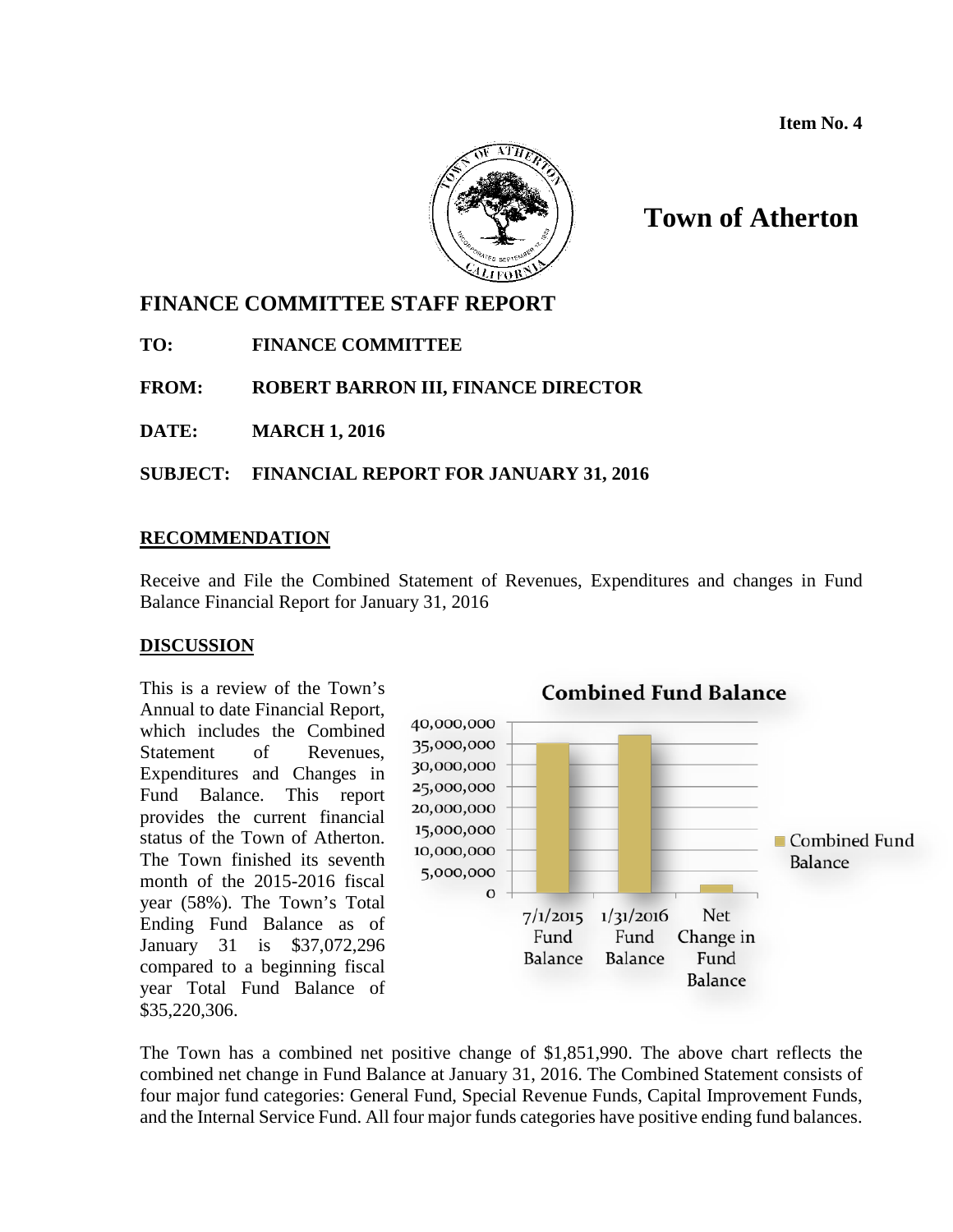Item No. 4

# Town of Atherton

## FINANCE COMMITTEE STAFF REPORT

**TO:** FINANCE COMMITTEE

**FROM:** ROBERT BARRON III, FINANCE DIRECTOR

**DATE:** MARCH 1, 2016

**SUBJECT:** FINANCIAL REPORT FOR JANUARY 31, 2016

### RECOMMENDATION

Receive and File the Combined Statement of Revenues, Expenditures and changes in Fund Balance Financial Report for January 31, 2016

### DISCUSSION

This is a review of the Town's Annual to date Financial Report, which includes the Combined Statement of Revenues, Expenditures and Changes in Fund Balance. This report provides the current financial status of the Town of Atherton. The Town finished its seventh month of the 2015-2016 fiscal year (58%). The Town's Total Ending Fund Balance as of January 31 is $37,072,296 compared to a beginning fiscal year Total Fund Balance of $35,220,306.

**Combined Fund Balance**

| | Combined Fund Balance |
| --- | --- |
| 7/1/2015 Fund Balance | 35,220,306 |
| 1/31/2016 Fund Balance | 37,072,296 |
| Net Change in Fund Balance | 1,851,990 |

The Town has a combined net positive change of $1,851,990. The above chart reflects the combined net change in Fund Balance at January 31, 2016. The Combined Statement consists of four major fund categories: General Fund, Special Revenue Funds, Capital Improvement Funds, and the Internal Service Fund. All four major funds categories have positive ending fund balances.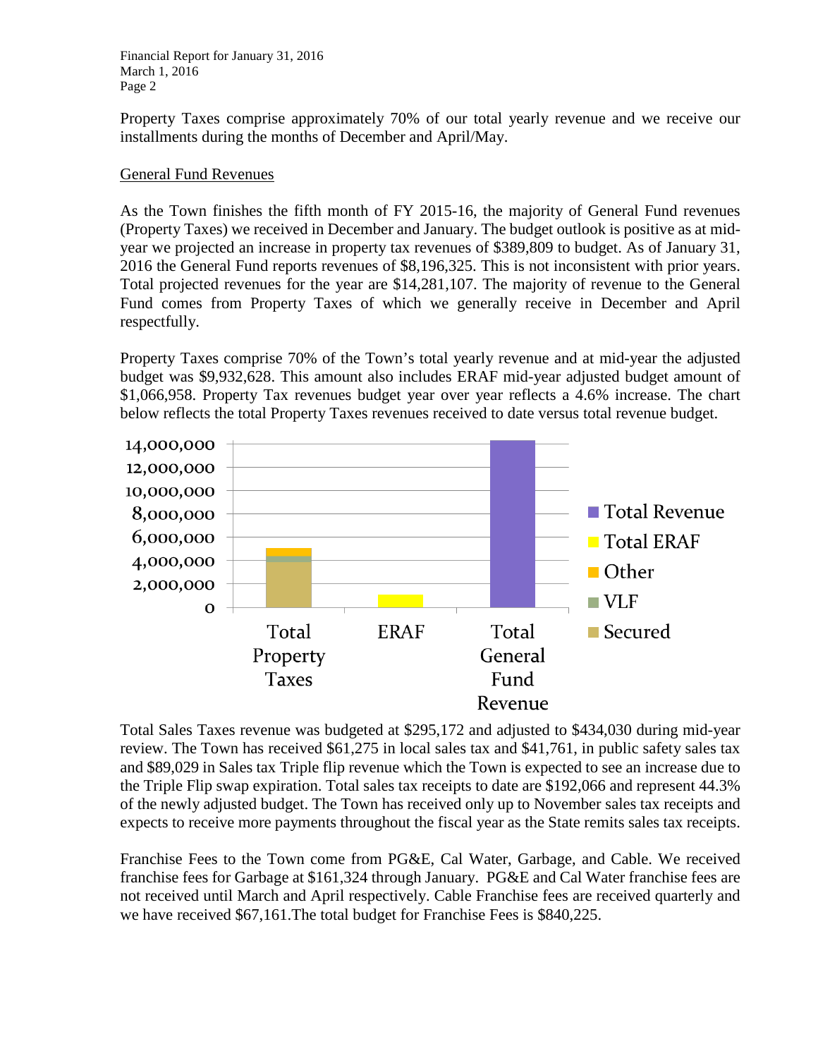Property Taxes comprise approximately 70% of our total yearly revenue and we receive our installments during the months of December and April/May.

General Fund Revenues

As the Town finishes the fifth month of FY 2015-16, the majority of General Fund revenues (Property Taxes) we received in December and January. The budget outlook is positive as at mid-year we projected an increase in property tax revenues of $389,809 to budget. As of January 31, 2016 the General Fund reports revenues of $8,196,325. This is not inconsistent with prior years. Total projected revenues for the year are $14,281,107. The majority of revenue to the General Fund comes from Property Taxes of which we generally receive in December and April respectfully.

Property Taxes comprise 70% of the Town's total yearly revenue and at mid-year the adjusted budget was $9,932,628. This amount also includes ERAF mid-year adjusted budget amount of $1,066,958. Property Tax revenues budget year over year reflects a 4.6% increase. The chart below reflects the total Property Taxes revenues received to date versus total revenue budget.

14,000,000
12,000,000
10,000,000
8,000,000
6,000,000
4,000,000
2,000,000
0

Total Property Taxes
ERAF
Total General Fund Revenue

Total Revenue
Total ERAF
Other
VLF
Secured

Total Sales Taxes revenue was budgeted at $295,172 and adjusted to $434,030 during mid-year review. The Town has received $61,275 in local sales tax and $41,761, in public safety sales tax and $89,029 in Sales tax Triple flip revenue which the Town is expected to see an increase due to the Triple Flip swap expiration. Total sales tax receipts to date are $192,066 and represent 44.3% of the newly adjusted budget. The Town has received only up to November sales tax receipts and expects to receive more payments throughout the fiscal year as the State remits sales tax receipts.

Franchise Fees to the Town come from PG&E, Cal Water, Garbage, and Cable. We received franchise fees for Garbage at $161,324 through January. PG&E and Cal Water franchise fees are not received until March and April respectively. Cable Franchise fees are received quarterly and we have received $67,161.The total budget for Franchise Fees is $840,225.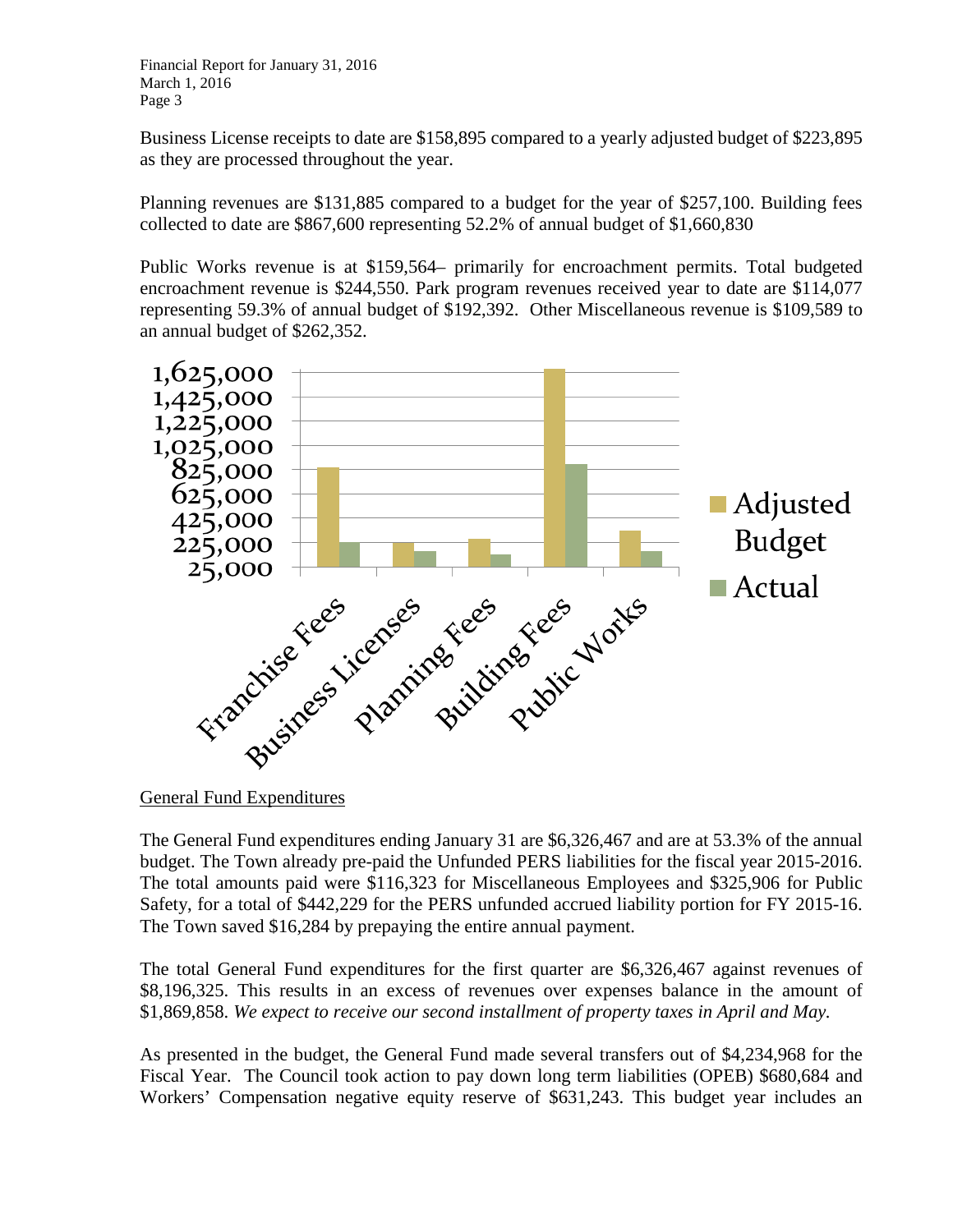Business License receipts to date are $158,895 compared to a yearly adjusted budget of $223,895 as they are processed throughout the year.

Planning revenues are $131,885 compared to a budget for the year of $257,100. Building fees collected to date are $867,600 representing 52.2% of annual budget of $1,660,830

Public Works revenue is at $159,564– primarily for encroachment permits. Total budgeted encroachment revenue is $244,550. Park program revenues received year to date are $114,077 representing 59.3% of annual budget of $192,392. Other Miscellaneous revenue is $109,589 to an annual budget of $262,352.

1,625,000
1,425,000
1,225,000
1,025,000
825,000
625,000
425,000
225,000
25,000

Franchise Fees
Business Licenses
Planning Fees
Building Fees
Public Works

Adjusted Budget
Actual

<u>General Fund Expenditures</u>

The General Fund expenditures ending January 31 are $6,326,467 and are at 53.3% of the annual budget. The Town already pre-paid the Unfunded PERS liabilities for the fiscal year 2015-2016. The total amounts paid were $116,323 for Miscellaneous Employees and $325,906 for Public Safety, for a total of $442,229 for the PERS unfunded accrued liability portion for FY 2015-16. The Town saved $16,284 by prepaying the entire annual payment.

The total General Fund expenditures for the first quarter are $6,326,467 against revenues of $8,196,325. This results in an excess of revenues over expenses balance in the amount of $1,869,858. *We expect to receive our second installment of property taxes in April and May.*

As presented in the budget, the General Fund made several transfers out of $4,234,968 for the Fiscal Year. The Council took action to pay down long term liabilities (OPEB) $680,684 and Workers' Compensation negative equity reserve of $631,243. This budget year includes an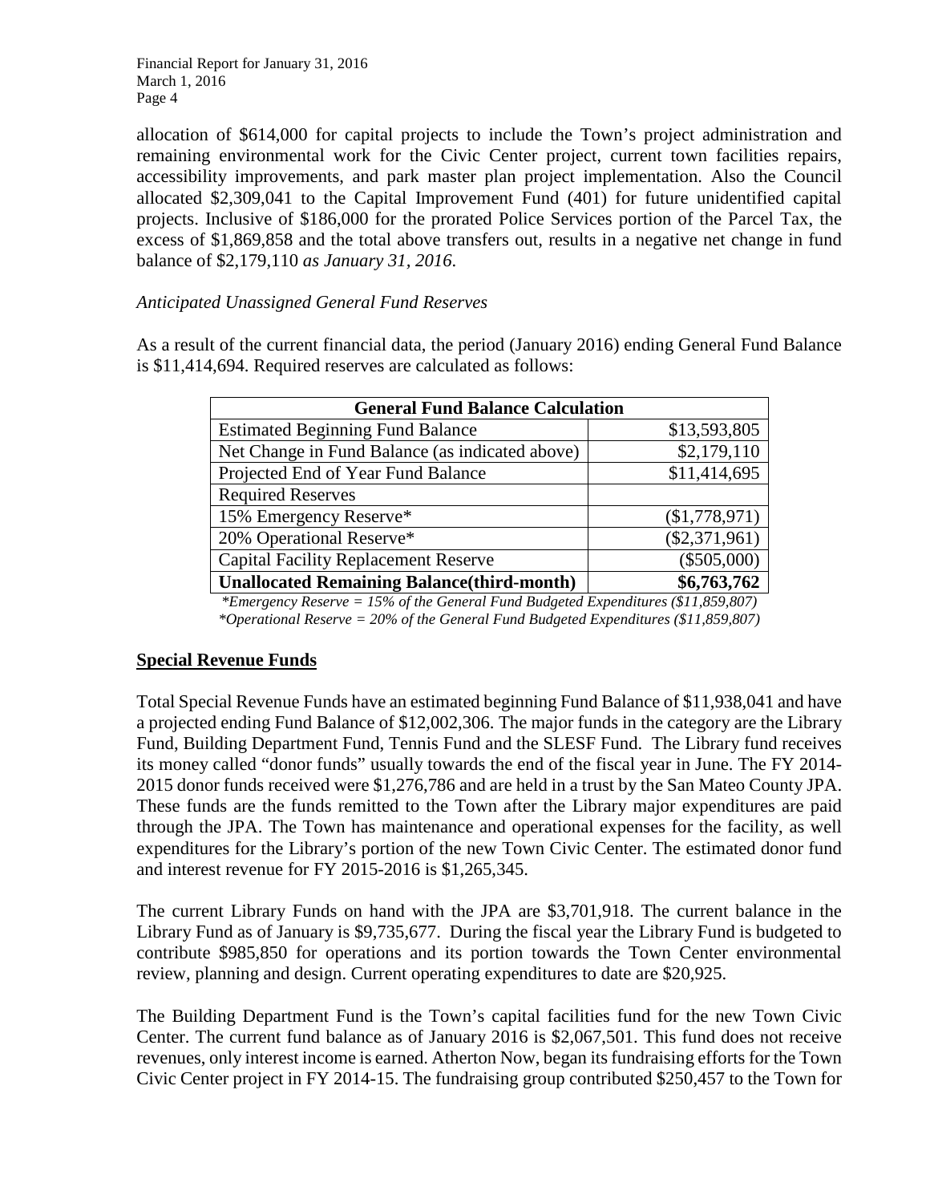allocation of $614,000 for capital projects to include the Town's project administration and remaining environmental work for the Civic Center project, current town facilities repairs, accessibility improvements, and park master plan project implementation. Also the Council allocated $2,309,041 to the Capital Improvement Fund (401) for future unidentified capital projects. Inclusive of $186,000 for the prorated Police Services portion of the Parcel Tax, the excess of $1,869,858 and the total above transfers out, results in a negative net change in fund balance of $2,179,110 *as January 31, 2016*.

*Anticipated Unassigned General Fund Reserves*

As a result of the current financial data, the period (January 2016) ending General Fund Balance is $11,414,694. Required reserves are calculated as follows:

| General Fund Balance Calculation | |
|---|---|
| Estimated Beginning Fund Balance | $13,593,805 |
| Net Change in Fund Balance (as indicated above) | $2,179,110 |
| Projected End of Year Fund Balance | $11,414,695 |
| Required Reserves | |
| 15% Emergency Reserve* | ($1,778,971) |
| 20% Operational Reserve* | ($2,371,961) |
| Capital Facility Replacement Reserve | ($505,000) |
| **Unallocated Remaining Balance(third-month)** | **$6,763,762** |

*\*Emergency Reserve = 15% of the General Fund Budgeted Expenditures ($11,859,807)*
*\*Operational Reserve = 20% of the General Fund Budgeted Expenditures ($11,859,807)*

**Special Revenue Funds**

Total Special Revenue Funds have an estimated beginning Fund Balance of $11,938,041 and have a projected ending Fund Balance of $12,002,306. The major funds in the category are the Library Fund, Building Department Fund, Tennis Fund and the SLESF Fund. The Library fund receives its money called "donor funds" usually towards the end of the fiscal year in June. The FY 2014-2015 donor funds received were $1,276,786 and are held in a trust by the San Mateo County JPA. These funds are the funds remitted to the Town after the Library major expenditures are paid through the JPA. The Town has maintenance and operational expenses for the facility, as well expenditures for the Library's portion of the new Town Civic Center. The estimated donor fund and interest revenue for FY 2015-2016 is $1,265,345.

The current Library Funds on hand with the JPA are $3,701,918. The current balance in the Library Fund as of January is $9,735,677. During the fiscal year the Library Fund is budgeted to contribute $985,850 for operations and its portion towards the Town Center environmental review, planning and design. Current operating expenditures to date are $20,925.

The Building Department Fund is the Town's capital facilities fund for the new Town Civic Center. The current fund balance as of January 2016 is $2,067,501. This fund does not receive revenues, only interest income is earned. Atherton Now, began its fundraising efforts for the Town Civic Center project in FY 2014-15. The fundraising group contributed $250,457 to the Town for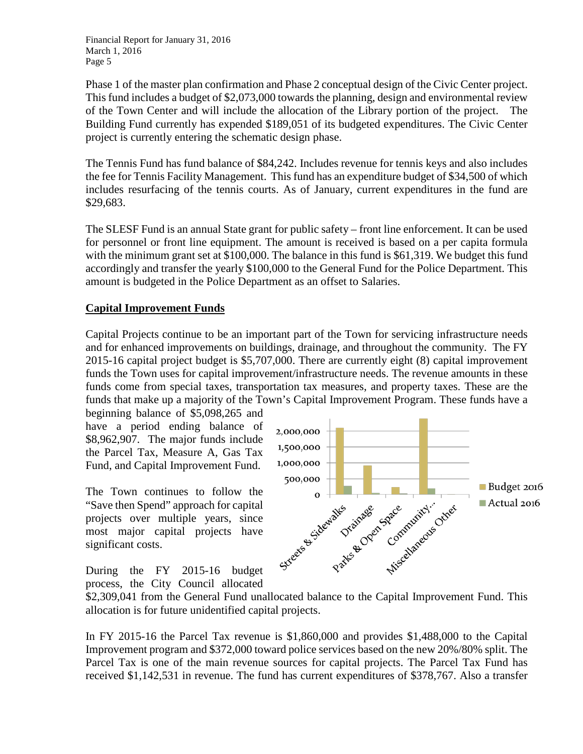Phase 1 of the master plan confirmation and Phase 2 conceptual design of the Civic Center project. This fund includes a budget of $2,073,000 towards the planning, design and environmental review of the Town Center and will include the allocation of the Library portion of the project. The Building Fund currently has expended $189,051 of its budgeted expenditures. The Civic Center project is currently entering the schematic design phase.

The Tennis Fund has fund balance of $84,242. Includes revenue for tennis keys and also includes the fee for Tennis Facility Management. This fund has an expenditure budget of $34,500 of which includes resurfacing of the tennis courts. As of January, current expenditures in the fund are $29,683.

The SLESF Fund is an annual State grant for public safety – front line enforcement. It can be used for personnel or front line equipment. The amount is received is based on a per capita formula with the minimum grant set at $100,000. The balance in this fund is $61,319. We budget this fund accordingly and transfer the yearly $100,000 to the General Fund for the Police Department. This amount is budgeted in the Police Department as an offset to Salaries.

## Capital Improvement Funds

Capital Projects continue to be an important part of the Town for servicing infrastructure needs and for enhanced improvements on buildings, drainage, and throughout the community. The FY 2015-16 capital project budget is $5,707,000. There are currently eight (8) capital improvement funds the Town uses for capital improvement/infrastructure needs. The revenue amounts in these funds come from special taxes, transportation tax measures, and property taxes. These are the funds that make up a majority of the Town's Capital Improvement Program. These funds have a beginning balance of $5,098,265 and have a period ending balance of $8,962,907. The major funds include the Parcel Tax, Measure A, Gas Tax Fund, and Capital Improvement Fund.

The Town continues to follow the "Save then Spend" approach for capital projects over multiple years, since most major capital projects have significant costs.

During the FY 2015-16 budget process, the City Council allocated $2,309,041 from the General Fund unallocated balance to the Capital Improvement Fund. This allocation is for future unidentified capital projects.

In FY 2015-16 the Parcel Tax revenue is $1,860,000 and provides $1,488,000 to the Capital Improvement program and $372,000 toward police services based on the new 20%/80% split. The Parcel Tax is one of the main revenue sources for capital projects. The Parcel Tax Fund has received $1,142,531 in revenue. The fund has current expenditures of $378,767. Also a transfer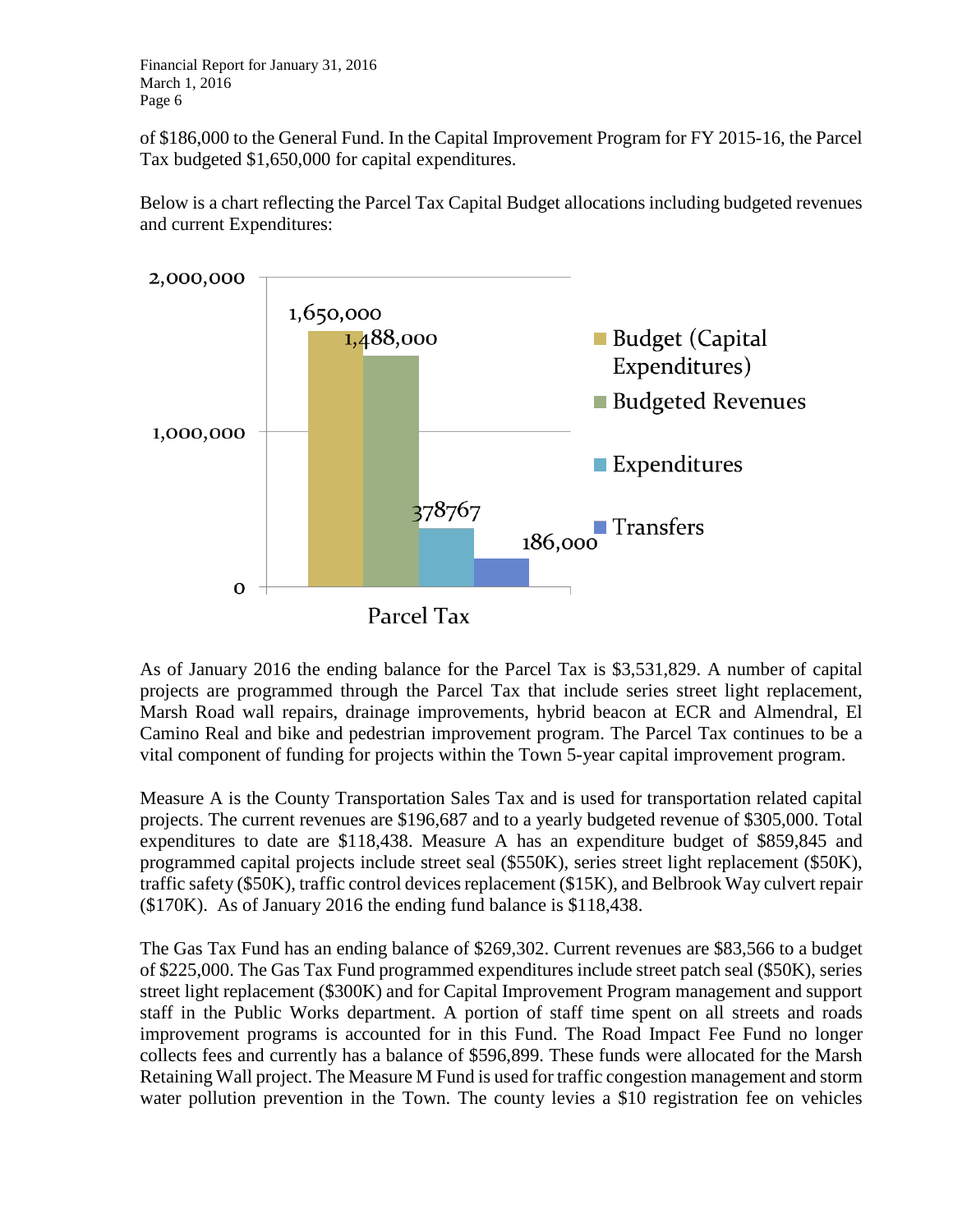of $186,000 to the General Fund. In the Capital Improvement Program for FY 2015-16, the Parcel Tax budgeted $1,650,000 for capital expenditures.

Below is a chart reflecting the Parcel Tax Capital Budget allocations including budgeted revenues and current Expenditures:

2,000,000
1,000,000
0
1,650,000
1,488,000
378767
186,000
Budget (Capital Expenditures)
Budgeted Revenues
Expenditures
Transfers
Parcel Tax

As of January 2016 the ending balance for the Parcel Tax is $3,531,829. A number of capital projects are programmed through the Parcel Tax that include series street light replacement, Marsh Road wall repairs, drainage improvements, hybrid beacon at ECR and Almendral, El Camino Real and bike and pedestrian improvement program. The Parcel Tax continues to be a vital component of funding for projects within the Town 5-year capital improvement program.

Measure A is the County Transportation Sales Tax and is used for transportation related capital projects. The current revenues are $196,687 and to a yearly budgeted revenue of $305,000. Total expenditures to date are $118,438. Measure A has an expenditure budget of $859,845 and programmed capital projects include street seal ($550K), series street light replacement ($50K), traffic safety ($50K), traffic control devices replacement ($15K), and Belbrook Way culvert repair ($170K). As of January 2016 the ending fund balance is $118,438.

The Gas Tax Fund has an ending balance of $269,302. Current revenues are $83,566 to a budget of $225,000. The Gas Tax Fund programmed expenditures include street patch seal ($50K), series street light replacement ($300K) and for Capital Improvement Program management and support staff in the Public Works department. A portion of staff time spent on all streets and roads improvement programs is accounted for in this Fund. The Road Impact Fee Fund no longer collects fees and currently has a balance of $596,899. These funds were allocated for the Marsh Retaining Wall project. The Measure M Fund is used for traffic congestion management and storm water pollution prevention in the Town. The county levies a $10 registration fee on vehicles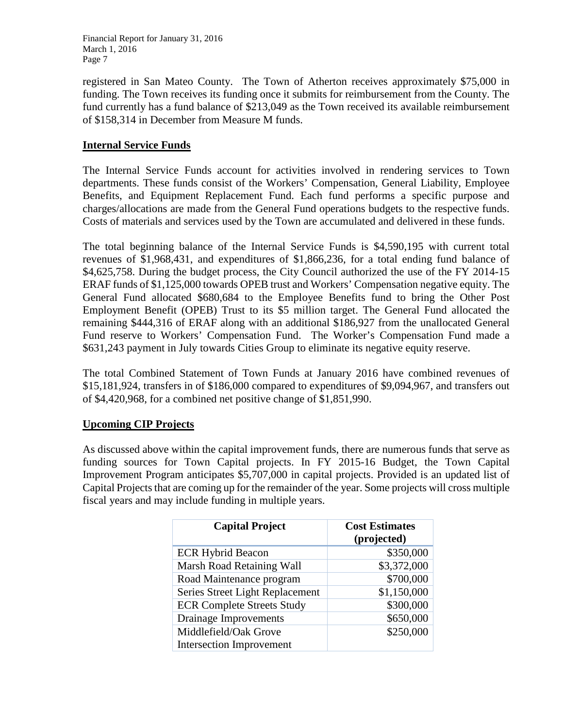registered in San Mateo County. The Town of Atherton receives approximately $75,000 in funding. The Town receives its funding once it submits for reimbursement from the County. The fund currently has a fund balance of $213,049 as the Town received its available reimbursement of $158,314 in December from Measure M funds.

## Internal Service Funds

The Internal Service Funds account for activities involved in rendering services to Town departments. These funds consist of the Workers' Compensation, General Liability, Employee Benefits, and Equipment Replacement Fund. Each fund performs a specific purpose and charges/allocations are made from the General Fund operations budgets to the respective funds. Costs of materials and services used by the Town are accumulated and delivered in these funds.

The total beginning balance of the Internal Service Funds is $4,590,195 with current total revenues of $1,968,431, and expenditures of $1,866,236, for a total ending fund balance of $4,625,758. During the budget process, the City Council authorized the use of the FY 2014-15 ERAF funds of $1,125,000 towards OPEB trust and Workers' Compensation negative equity. The General Fund allocated $680,684 to the Employee Benefits fund to bring the Other Post Employment Benefit (OPEB) Trust to its $5 million target. The General Fund allocated the remaining $444,316 of ERAF along with an additional $186,927 from the unallocated General Fund reserve to Workers' Compensation Fund. The Worker's Compensation Fund made a $631,243 payment in July towards Cities Group to eliminate its negative equity reserve.

The total Combined Statement of Town Funds at January 2016 have combined revenues of $15,181,924, transfers in of $186,000 compared to expenditures of $9,094,967, and transfers out of $4,420,968, for a combined net positive change of $1,851,990.

## Upcoming CIP Projects

As discussed above within the capital improvement funds, there are numerous funds that serve as funding sources for Town Capital projects. In FY 2015-16 Budget, the Town Capital Improvement Program anticipates $5,707,000 in capital projects. Provided is an updated list of Capital Projects that are coming up for the remainder of the year. Some projects will cross multiple fiscal years and may include funding in multiple years.

| Capital Project | Cost Estimates (projected) |
|---|---:|
| ECR Hybrid Beacon | $350,000 |
| Marsh Road Retaining Wall | $3,372,000 |
| Road Maintenance program | $700,000 |
| Series Street Light Replacement | $1,150,000 |
| ECR Complete Streets Study | $300,000 |
| Drainage Improvements | $650,000 |
| Middlefield/Oak Grove Intersection Improvement | $250,000 |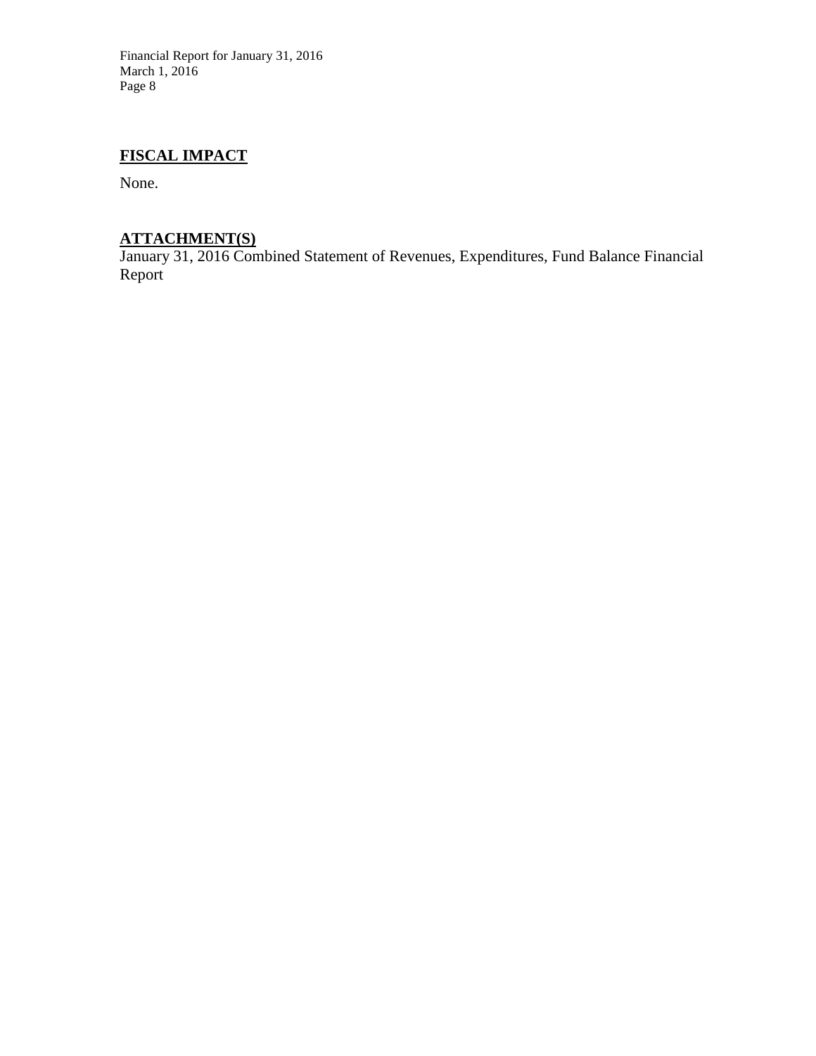## FISCAL IMPACT

None.

## ATTACHMENT(S)

January 31, 2016 Combined Statement of Revenues, Expenditures, Fund Balance Financial Report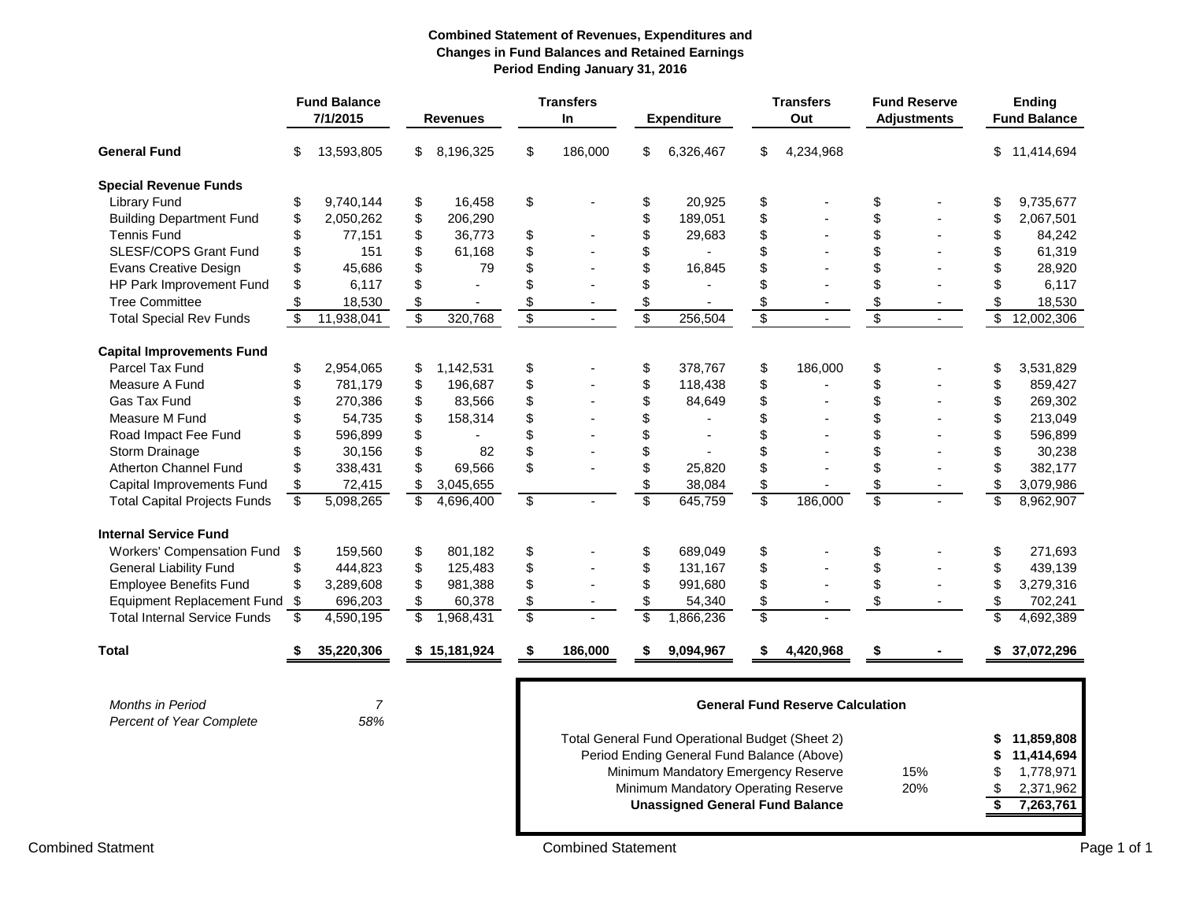**Combined Statement of Revenues, Expenditures and Changes in Fund Balances and Retained Earnings Period Ending January 31, 2016**

| | Fund Balance 7/1/2015 | Revenues | Transfers In | Expenditure | Transfers Out | Fund Reserve Adjustments | Ending Fund Balance |
|---|---|---|---|---|---|---|---|
| **General Fund** | $ 13,593,805 | $ 8,196,325 | $ 186,000 | $ 6,326,467 | $ 4,234,968 | | $ 11,414,694 |
| **Special Revenue Funds** | | | | | | | |
| Library Fund | $ 9,740,144 | $ 16,458 | $ - | $ 20,925 | $ - | $ - | $ 9,735,677 |
| Building Department Fund | $ 2,050,262 | $ 206,290 | | $ 189,051 | $ - | $ - | $ 2,067,501 |
| Tennis Fund | $ 77,151 | $ 36,773 | $ - | $ 29,683 | $ - | $ - | $ 84,242 |
| SLESF/COPS Grant Fund | $ 151 | $ 61,168 | $ - | $ - | $ - | $ - | $ 61,319 |
| Evans Creative Design | $ 45,686 | $ 79 | $ - | $ 16,845 | $ - | $ - | $ 28,920 |
| HP Park Improvement Fund | $ 6,117 | $ - | $ - | $ - | $ - | $ - | $ 6,117 |
| Tree Committee | $ 18,530 | $ - | $ - | $ - | $ - | $ - | $ 18,530 |
| Total Special Rev Funds | $ 11,938,041 | $ 320,768 | $ - | $ 256,504 | $ - | $ - | $ 12,002,306 |
| **Capital Improvements Fund** | | | | | | | |
| Parcel Tax Fund | $ 2,954,065 | $ 1,142,531 | $ - | $ 378,767 | $ 186,000 | $ - | $ 3,531,829 |
| Measure A Fund | $ 781,179 | $ 196,687 | $ - | $ 118,438 | $ - | $ - | $ 859,427 |
| Gas Tax Fund | $ 270,386 | $ 83,566 | $ - | $ 84,649 | $ - | $ - | $ 269,302 |
| Measure M Fund | $ 54,735 | $ 158,314 | $ - | $ - | $ - | $ - | $ 213,049 |
| Road Impact Fee Fund | $ 596,899 | $ - | $ - | $ - | $ - | $ - | $ 596,899 |
| Storm Drainage | $ 30,156 | $ 82 | $ - | $ - | $ - | $ - | $ 30,238 |
| Atherton Channel Fund | $ 338,431 | $ 69,566 | $ - | $ 25,820 | $ - | $ - | $ 382,177 |
| Capital Improvements Fund | $ 72,415 | $ 3,045,655 | | $ 38,084 | $ - | $ - | $ 3,079,986 |
| Total Capital Projects Funds | $ 5,098,265 | $ 4,696,400 | $ - | $ 645,759 | $ 186,000 | $ - | $ 8,962,907 |
| **Internal Service Fund** | | | | | | | |
| Workers' Compensation Fund | $ 159,560 | $ 801,182 | $ - | $ 689,049 | $ - | $ - | $ 271,693 |
| General Liability Fund | $ 444,823 | $ 125,483 | $ - | $ 131,167 | $ - | $ - | $ 439,139 |
| Employee Benefits Fund | $ 3,289,608 | $ 981,388 | $ - | $ 991,680 | $ - | $ - | $ 3,279,316 |
| Equipment Replacement Fund | $ 696,203 | $ 60,378 | $ - | $ 54,340 | $ - | $ - | $ 702,241 |
| Total Internal Service Funds | $ 4,590,195 | $ 1,968,431 | $ - | $ 1,866,236 | $ - | | $ 4,692,389 |
| **Total** | **$ 35,220,306** | **$ 15,181,924** | **$ 186,000** | **$ 9,094,967** | **$ 4,420,968** | **$ -** | **$ 37,072,296** |

| | |
|---|---|
| *Months in Period* | *7* |
| *Percent of Year Complete* | *58%* |

**General Fund Reserve Calculation**

| | | |
|---|---|---|
| Total General Fund Operational Budget (Sheet 2) | | **$ 11,859,808** |
| Period Ending General Fund Balance (Above) | | **$ 11,414,694** |
| Minimum Mandatory Emergency Reserve | 15% | $ 1,778,971 |
| Minimum Mandatory Operating Reserve | 20% | $ 2,371,962 |
| **Unassigned General Fund Balance** | | **$ 7,263,761** |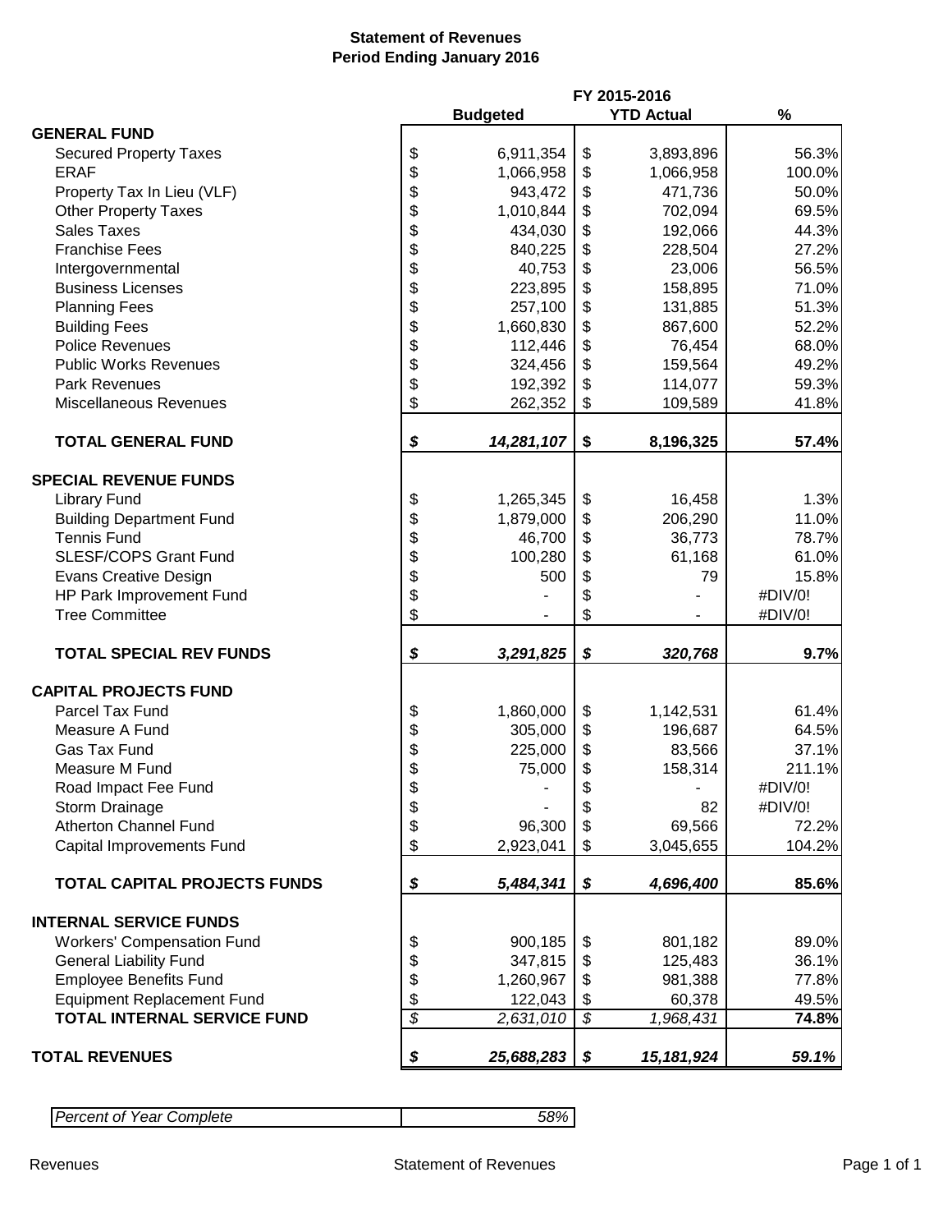**Statement of Revenues**
**Period Ending January 2016**

| | FY 2015-2016 | | |
|---|---|---|---|
| | **Budgeted** | **YTD Actual** | **%** |
| **GENERAL FUND** | | | |
| Secured Property Taxes | $ 6,911,354 | $ 3,893,896 | 56.3% |
| ERAF | $ 1,066,958 | $ 1,066,958 | 100.0% |
| Property Tax In Lieu (VLF) | $ 943,472 | $ 471,736 | 50.0% |
| Other Property Taxes | $ 1,010,844 | $ 702,094 | 69.5% |
| Sales Taxes | $ 434,030 | $ 192,066 | 44.3% |
| Franchise Fees | $ 840,225 | $ 228,504 | 27.2% |
| Intergovernmental | $ 40,753 | $ 23,006 | 56.5% |
| Business Licenses | $ 223,895 | $ 158,895 | 71.0% |
| Planning Fees | $ 257,100 | $ 131,885 | 51.3% |
| Building Fees | $ 1,660,830 | $ 867,600 | 52.2% |
| Police Revenues | $ 112,446 | $ 76,454 | 68.0% |
| Public Works Revenues | $ 324,456 | $ 159,564 | 49.2% |
| Park Revenues | $ 192,392 | $ 114,077 | 59.3% |
| Miscellaneous Revenues | $ 262,352 | $ 109,589 | 41.8% |
| **TOTAL GENERAL FUND** | ***$ 14,281,107*** | **$ 8,196,325** | **57.4%** |
| **SPECIAL REVENUE FUNDS** | | | |
| Library Fund | $ 1,265,345 | $ 16,458 | 1.3% |
| Building Department Fund | $ 1,879,000 | $ 206,290 | 11.0% |
| Tennis Fund | $ 46,700 | $ 36,773 | 78.7% |
| SLESF/COPS Grant Fund | $ 100,280 | $ 61,168 | 61.0% |
| Evans Creative Design | $ 500 | $ 79 | 15.8% |
| HP Park Improvement Fund | $ - | $ - | #DIV/0! |
| Tree Committee | $ - | $ - | #DIV/0! |
| **TOTAL SPECIAL REV FUNDS** | ***$ 3,291,825*** | ***$ 320,768*** | **9.7%** |
| **CAPITAL PROJECTS FUND** | | | |
| Parcel Tax Fund | $ 1,860,000 | $ 1,142,531 | 61.4% |
| Measure A Fund | $ 305,000 | $ 196,687 | 64.5% |
| Gas Tax Fund | $ 225,000 | $ 83,566 | 37.1% |
| Measure M Fund | $ 75,000 | $ 158,314 | 211.1% |
| Road Impact Fee Fund | $ - | $ - | #DIV/0! |
| Storm Drainage | $ - | $ 82 | #DIV/0! |
| Atherton Channel Fund | $ 96,300 | $ 69,566 | 72.2% |
| Capital Improvements Fund | $ 2,923,041 | $ 3,045,655 | 104.2% |
| **TOTAL CAPITAL PROJECTS FUNDS** | ***$ 5,484,341*** | ***$ 4,696,400*** | **85.6%** |
| **INTERNAL SERVICE FUNDS** | | | |
| Workers' Compensation Fund | $ 900,185 | $ 801,182 | 89.0% |
| General Liability Fund | $ 347,815 | $ 125,483 | 36.1% |
| Employee Benefits Fund | $ 1,260,967 | $ 981,388 | 77.8% |
| Equipment Replacement Fund | $ 122,043 | $ 60,378 | 49.5% |
| **TOTAL INTERNAL SERVICE FUND** | *$ 2,631,010* | *$ 1,968,431* | **74.8%** |
| **TOTAL REVENUES** | ***$ 25,688,283*** | ***$ 15,181,924*** | ***59.1%*** |

| | |
|---|---|
| *Percent of Year Complete* | *58%* |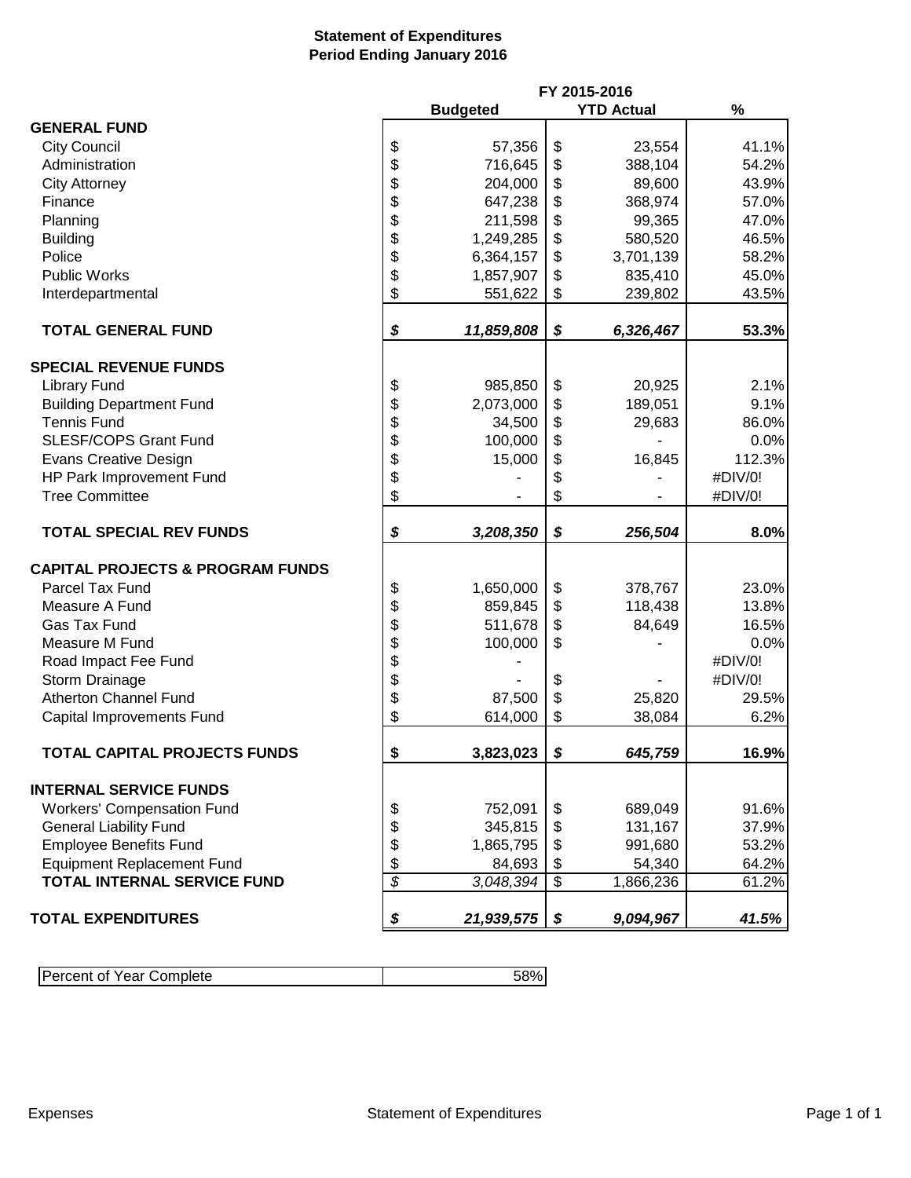**Statement of Expenditures**
**Period Ending January 2016**

| | FY 2015-2016 | | |
|---|---|---|---|
| | Budgeted | YTD Actual | % |
| **GENERAL FUND** | | | |
| City Council | $ 57,356 | $ 23,554 | 41.1% |
| Administration | $ 716,645 | $ 388,104 | 54.2% |
| City Attorney | $ 204,000 | $ 89,600 | 43.9% |
| Finance | $ 647,238 | $ 368,974 | 57.0% |
| Planning | $ 211,598 | $ 99,365 | 47.0% |
| Building | $ 1,249,285 | $ 580,520 | 46.5% |
| Police | $ 6,364,157 | $ 3,701,139 | 58.2% |
| Public Works | $ 1,857,907 | $ 835,410 | 45.0% |
| Interdepartmental | $ 551,622 | $ 239,802 | 43.5% |
| **TOTAL GENERAL FUND** | ***$ 11,859,808*** | ***$ 6,326,467*** | **53.3%** |
| **SPECIAL REVENUE FUNDS** | | | |
| Library Fund | $ 985,850 | $ 20,925 | 2.1% |
| Building Department Fund | $ 2,073,000 | $ 189,051 | 9.1% |
| Tennis Fund | $ 34,500 | $ 29,683 | 86.0% |
| SLESF/COPS Grant Fund | $ 100,000 | $ - | 0.0% |
| Evans Creative Design | $ 15,000 | $ 16,845 | 112.3% |
| HP Park Improvement Fund | $ - | $ - | #DIV/0! |
| Tree Committee | $ - | $ - | #DIV/0! |
| **TOTAL SPECIAL REV FUNDS** | ***$ 3,208,350*** | ***$ 256,504*** | **8.0%** |
| **CAPITAL PROJECTS & PROGRAM FUNDS** | | | |
| Parcel Tax Fund | $ 1,650,000 | $ 378,767 | 23.0% |
| Measure A Fund | $ 859,845 | $ 118,438 | 13.8% |
| Gas Tax Fund | $ 511,678 | $ 84,649 | 16.5% |
| Measure M Fund | $ 100,000 | $ - | 0.0% |
| Road Impact Fee Fund | $ - | | #DIV/0! |
| Storm Drainage | $ - | $ - | #DIV/0! |
| Atherton Channel Fund | $ 87,500 | $ 25,820 | 29.5% |
| Capital Improvements Fund | $ 614,000 | $ 38,084 | 6.2% |
| **TOTAL CAPITAL PROJECTS FUNDS** | **$ 3,823,023** | ***$ 645,759*** | **16.9%** |
| **INTERNAL SERVICE FUNDS** | | | |
| Workers' Compensation Fund | $ 752,091 | $ 689,049 | 91.6% |
| General Liability Fund | $ 345,815 | $ 131,167 | 37.9% |
| Employee Benefits Fund | $ 1,865,795 | $ 991,680 | 53.2% |
| Equipment Replacement Fund | $ 84,693 | $ 54,340 | 64.2% |
| **TOTAL INTERNAL SERVICE FUND** | *$ 3,048,394* | $ 1,866,236 | 61.2% |
| **TOTAL EXPENDITURES** | ***$ 21,939,575*** | ***$ 9,094,967*** | ***41.5%*** |

| | |
|---|---|
| Percent of Year Complete | 58% |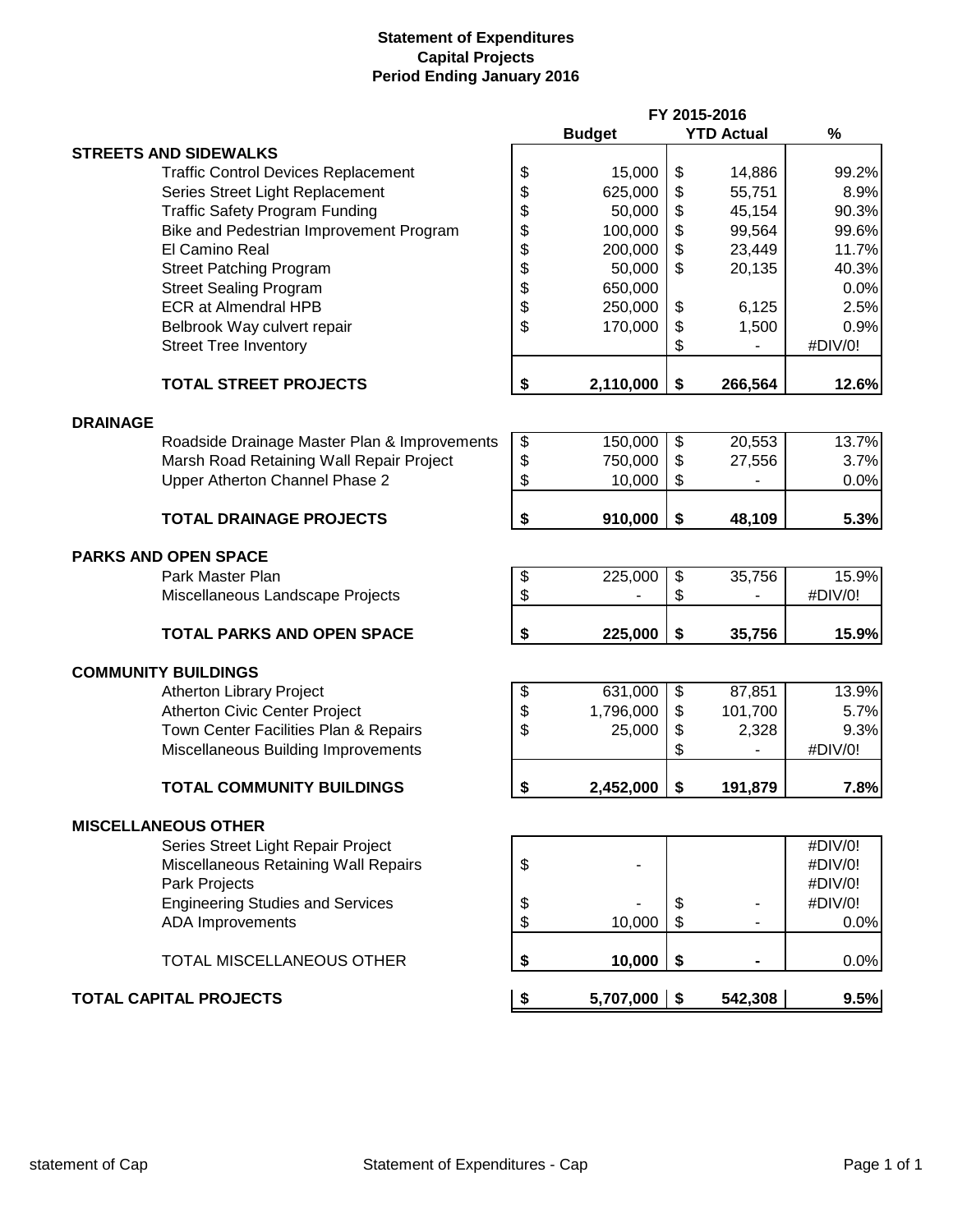**Statement of Expenditures**
**Capital Projects**
**Period Ending January 2016**

| | FY 2015-2016 | | |
|---|---|---|---|
| | **Budget** | **YTD Actual** | **%** |
| **STREETS AND SIDEWALKS** | | | |
| Traffic Control Devices Replacement | $ 15,000 | $ 14,886 | 99.2% |
| Series Street Light Replacement | $ 625,000 | $ 55,751 | 8.9% |
| Traffic Safety Program Funding | $ 50,000 | $ 45,154 | 90.3% |
| Bike and Pedestrian Improvement Program | $ 100,000 | $ 99,564 | 99.6% |
| El Camino Real | $ 200,000 | $ 23,449 | 11.7% |
| Street Patching Program | $ 50,000 | $ 20,135 | 40.3% |
| Street Sealing Program | $ 650,000 | | 0.0% |
| ECR at Almendral HPB | $ 250,000 | $ 6,125 | 2.5% |
| Belbrook Way culvert repair | $ 170,000 | $ 1,500 | 0.9% |
| Street Tree Inventory | | $ - | #DIV/0! |
| **TOTAL STREET PROJECTS** | **$ 2,110,000** | **$ 266,564** | **12.6%** |
| **DRAINAGE** | | | |
| Roadside Drainage Master Plan & Improvements | $ 150,000 | $ 20,553 | 13.7% |
| Marsh Road Retaining Wall Repair Project | $ 750,000 | $ 27,556 | 3.7% |
| Upper Atherton Channel Phase 2 | $ 10,000 | $ - | 0.0% |
| **TOTAL DRAINAGE PROJECTS** | **$ 910,000** | **$ 48,109** | **5.3%** |
| **PARKS AND OPEN SPACE** | | | |
| Park Master Plan | $ 225,000 | $ 35,756 | 15.9% |
| Miscellaneous Landscape Projects | $ - | $ - | #DIV/0! |
| **TOTAL PARKS AND OPEN SPACE** | **$ 225,000** | **$ 35,756** | **15.9%** |
| **COMMUNITY BUILDINGS** | | | |
| Atherton Library Project | $ 631,000 | $ 87,851 | 13.9% |
| Atherton Civic Center Project | $ 1,796,000 | $ 101,700 | 5.7% |
| Town Center Facilities Plan & Repairs | $ 25,000 | $ 2,328 | 9.3% |
| Miscellaneous Building Improvements | | $ - | #DIV/0! |
| **TOTAL COMMUNITY BUILDINGS** | **$ 2,452,000** | **$ 191,879** | **7.8%** |
| **MISCELLANEOUS OTHER** | | | |
| Series Street Light Repair Project | | | #DIV/0! |
| Miscellaneous Retaining Wall Repairs | $ - | | #DIV/0! |
| Park Projects | | | #DIV/0! |
| Engineering Studies and Services | $ - | $ - | #DIV/0! |
| ADA Improvements | $ 10,000 | $ - | 0.0% |
| TOTAL MISCELLANEOUS OTHER | **$ 10,000** | **$ -** | 0.0% |
| **TOTAL CAPITAL PROJECTS** | **$ 5,707,000** | **$ 542,308** | **9.5%** |